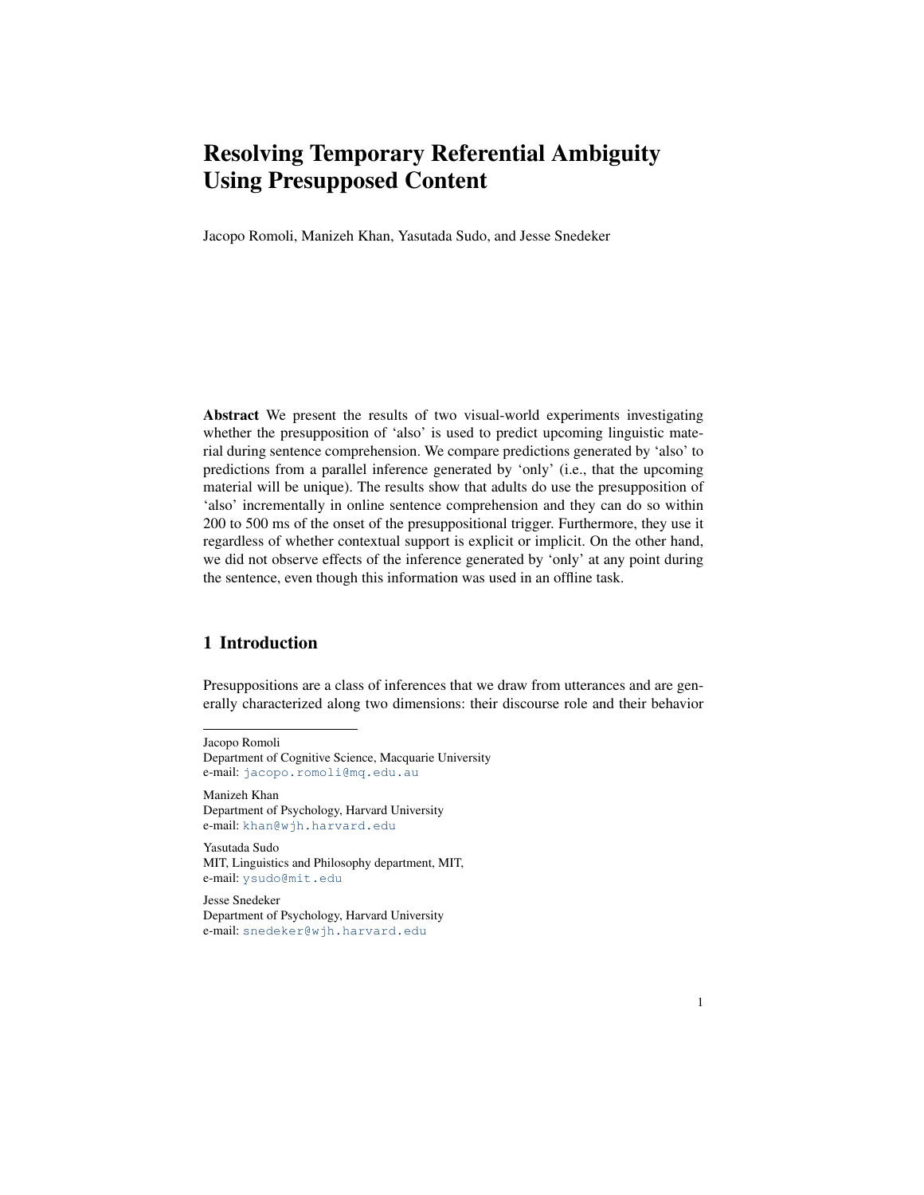# Resolving Temporary Referential Ambiguity Using Presupposed Content

Jacopo Romoli, Manizeh Khan, Yasutada Sudo, and Jesse Snedeker

**Abstract** We present the results of two visual-world experiments investigating whether the presupposition of 'also' is used to predict upcoming linguistic material during sentence comprehension. We compare predictions generated by 'also' to predictions from a parallel inference generated by 'only' (i.e., that the upcoming material will be unique). The results show that adults do use the presupposition of 'also' incrementally in online sentence comprehension and they can do so within 200 to 500 ms of the onset of the presuppositional trigger. Furthermore, they use it regardless of whether contextual support is explicit or implicit. On the other hand, we did not observe effects of the inference generated by 'only' at any point during the sentence, even though this information was used in an offline task.

## 1 Introduction

Presuppositions are a class of inferences that we draw from utterances and are generally characterized along two dimensions: their discourse role and their behavior

---

Jacopo Romoli
Department of Cognitive Science, Macquarie University
e-mail: jacopo.romoli@mq.edu.au

Manizeh Khan
Department of Psychology, Harvard University
e-mail: khan@wjh.harvard.edu

Yasutada Sudo
MIT, Linguistics and Philosophy department, MIT,
e-mail: ysudo@mit.edu

Jesse Snedeker
Department of Psychology, Harvard University
e-mail: snedeker@wjh.harvard.edu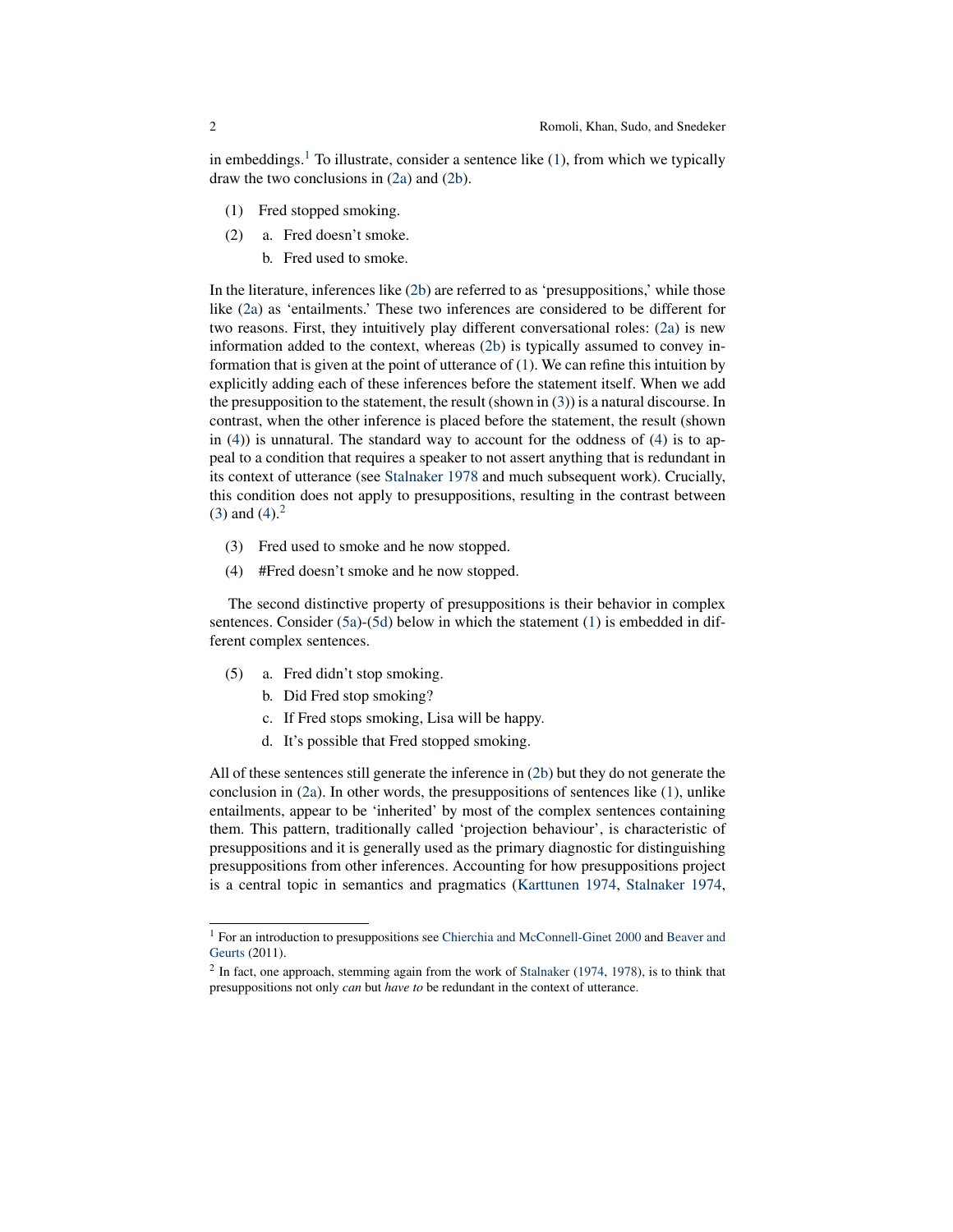in embeddings.[1] To illustrate, consider a sentence like (1), from which we typically draw the two conclusions in (2a) and (2b).

(1) Fred stopped smoking.

(2) a. Fred doesn't smoke.
  b. Fred used to smoke.

In the literature, inferences like (2b) are referred to as 'presuppositions,' while those like (2a) as 'entailments.' These two inferences are considered to be different for two reasons. First, they intuitively play different conversational roles: (2a) is new information added to the context, whereas (2b) is typically assumed to convey information that is given at the point of utterance of (1). We can refine this intuition by explicitly adding each of these inferences before the statement itself. When we add the presupposition to the statement, the result (shown in (3)) is a natural discourse. In contrast, when the other inference is placed before the statement, the result (shown in (4)) is unnatural. The standard way to account for the oddness of (4) is to appeal to a condition that requires a speaker to not assert anything that is redundant in its context of utterance (see Stalnaker 1978 and much subsequent work). Crucially, this condition does not apply to presuppositions, resulting in the contrast between (3) and (4).[2]

(3) Fred used to smoke and he now stopped.

(4) #Fred doesn't smoke and he now stopped.

The second distinctive property of presuppositions is their behavior in complex sentences. Consider (5a)-(5d) below in which the statement (1) is embedded in different complex sentences.

(5) a. Fred didn't stop smoking.
  b. Did Fred stop smoking?
  c. If Fred stops smoking, Lisa will be happy.
  d. It's possible that Fred stopped smoking.

All of these sentences still generate the inference in (2b) but they do not generate the conclusion in (2a). In other words, the presuppositions of sentences like (1), unlike entailments, appear to be 'inherited' by most of the complex sentences containing them. This pattern, traditionally called 'projection behaviour', is characteristic of presuppositions and it is generally used as the primary diagnostic for distinguishing presuppositions from other inferences. Accounting for how presuppositions project is a central topic in semantics and pragmatics (Karttunen 1974, Stalnaker 1974,

[1] For an introduction to presuppositions see Chierchia and McConnell-Ginet 2000 and Beaver and Geurts (2011).

[2] In fact, one approach, stemming again from the work of Stalnaker (1974, 1978), is to think that presuppositions not only *can* but *have to* be redundant in the context of utterance.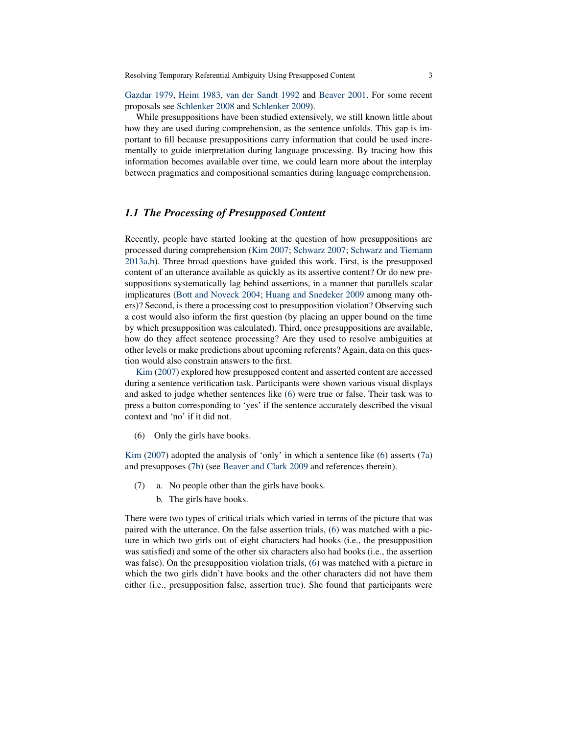Gazdar 1979, Heim 1983, van der Sandt 1992 and Beaver 2001. For some recent proposals see Schlenker 2008 and Schlenker 2009).

While presuppositions have been studied extensively, we still known little about how they are used during comprehension, as the sentence unfolds. This gap is important to fill because presuppositions carry information that could be used incrementally to guide interpretation during language processing. By tracing how this information becomes available over time, we could learn more about the interplay between pragmatics and compositional semantics during language comprehension.

## *1.1 The Processing of Presupposed Content*

Recently, people have started looking at the question of how presuppositions are processed during comprehension (Kim 2007; Schwarz 2007; Schwarz and Tiemann 2013a,b). Three broad questions have guided this work. First, is the presupposed content of an utterance available as quickly as its assertive content? Or do new presuppositions systematically lag behind assertions, in a manner that parallels scalar implicatures (Bott and Noveck 2004; Huang and Snedeker 2009 among many others)? Second, is there a processing cost to presupposition violation? Observing such a cost would also inform the first question (by placing an upper bound on the time by which presupposition was calculated). Third, once presuppositions are available, how do they affect sentence processing? Are they used to resolve ambiguities at other levels or make predictions about upcoming referents? Again, data on this question would also constrain answers to the first.

Kim (2007) explored how presupposed content and asserted content are accessed during a sentence verification task. Participants were shown various visual displays and asked to judge whether sentences like (6) were true or false. Their task was to press a button corresponding to 'yes' if the sentence accurately described the visual context and 'no' if it did not.

(6) Only the girls have books.

Kim (2007) adopted the analysis of 'only' in which a sentence like (6) asserts (7a) and presupposes (7b) (see Beaver and Clark 2009 and references therein).

(7) a. No people other than the girls have books.
    b. The girls have books.

There were two types of critical trials which varied in terms of the picture that was paired with the utterance. On the false assertion trials, (6) was matched with a picture in which two girls out of eight characters had books (i.e., the presupposition was satisfied) and some of the other six characters also had books (i.e., the assertion was false). On the presupposition violation trials, (6) was matched with a picture in which the two girls didn't have books and the other characters did not have them either (i.e., presupposition false, assertion true). She found that participants were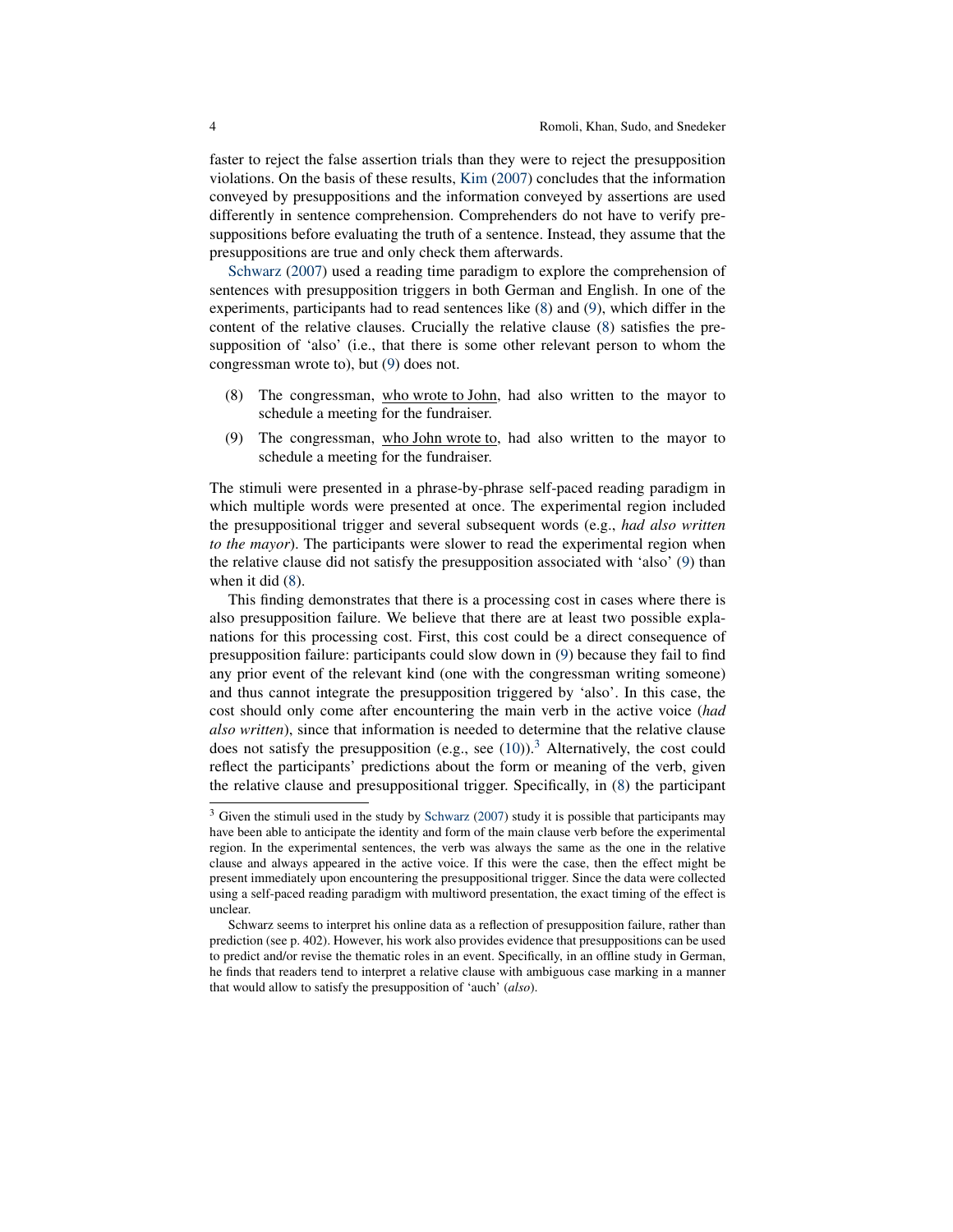faster to reject the false assertion trials than they were to reject the presupposition violations. On the basis of these results, Kim (2007) concludes that the information conveyed by presuppositions and the information conveyed by assertions are used differently in sentence comprehension. Comprehenders do not have to verify presuppositions before evaluating the truth of a sentence. Instead, they assume that the presuppositions are true and only check them afterwards.

Schwarz (2007) used a reading time paradigm to explore the comprehension of sentences with presupposition triggers in both German and English. In one of the experiments, participants had to read sentences like (8) and (9), which differ in the content of the relative clauses. Crucially the relative clause (8) satisfies the presupposition of 'also' (i.e., that there is some other relevant person to whom the congressman wrote to), but (9) does not.

(8) The congressman, <u>who wrote to John</u>, had also written to the mayor to schedule a meeting for the fundraiser.

(9) The congressman, <u>who John wrote to</u>, had also written to the mayor to schedule a meeting for the fundraiser.

The stimuli were presented in a phrase-by-phrase self-paced reading paradigm in which multiple words were presented at once. The experimental region included the presuppositional trigger and several subsequent words (e.g., *had also written to the mayor*). The participants were slower to read the experimental region when the relative clause did not satisfy the presupposition associated with 'also' (9) than when it did (8).

This finding demonstrates that there is a processing cost in cases where there is also presupposition failure. We believe that there are at least two possible explanations for this processing cost. First, this cost could be a direct consequence of presupposition failure: participants could slow down in (9) because they fail to find any prior event of the relevant kind (one with the congressman writing someone) and thus cannot integrate the presupposition triggered by 'also'. In this case, the cost should only come after encountering the main verb in the active voice (*had also written*), since that information is needed to determine that the relative clause does not satisfy the presupposition (e.g., see (10)).[3] Alternatively, the cost could reflect the participants' predictions about the form or meaning of the verb, given the relative clause and presuppositional trigger. Specifically, in (8) the participant

[3] Given the stimuli used in the study by Schwarz (2007) study it is possible that participants may have been able to anticipate the identity and form of the main clause verb before the experimental region. In the experimental sentences, the verb was always the same as the one in the relative clause and always appeared in the active voice. If this were the case, then the effect might be present immediately upon encountering the presuppositional trigger. Since the data were collected using a self-paced reading paradigm with multiword presentation, the exact timing of the effect is unclear.

Schwarz seems to interpret his online data as a reflection of presupposition failure, rather than prediction (see p. 402). However, his work also provides evidence that presuppositions can be used to predict and/or revise the thematic roles in an event. Specifically, in an offline study in German, he finds that readers tend to interpret a relative clause with ambiguous case marking in a manner that would allow to satisfy the presupposition of 'auch' (*also*).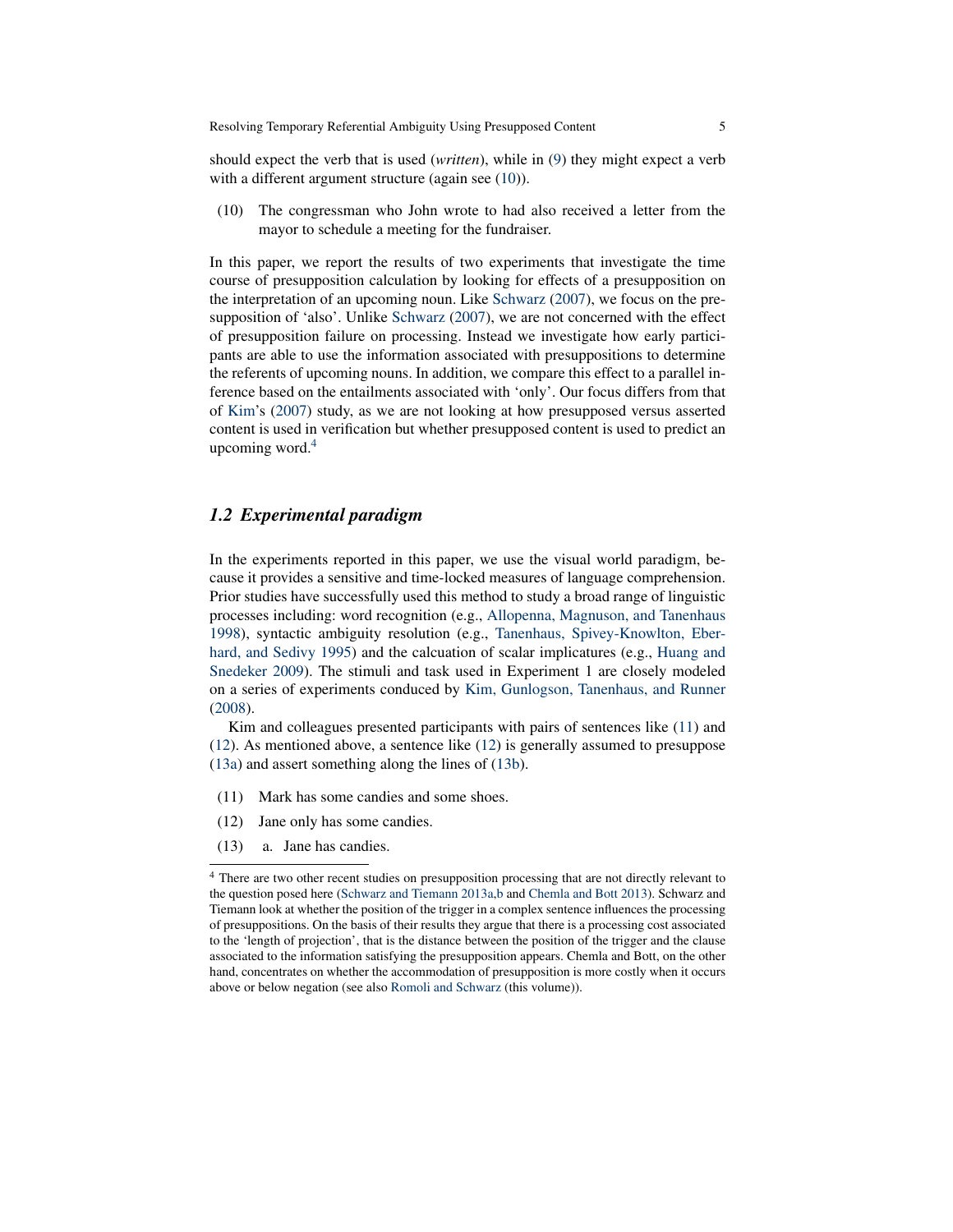should expect the verb that is used (*written*), while in (9) they might expect a verb with a different argument structure (again see (10)).

(10) The congressman who John wrote to had also received a letter from the mayor to schedule a meeting for the fundraiser.

In this paper, we report the results of two experiments that investigate the time course of presupposition calculation by looking for effects of a presupposition on the interpretation of an upcoming noun. Like Schwarz (2007), we focus on the presupposition of 'also'. Unlike Schwarz (2007), we are not concerned with the effect of presupposition failure on processing. Instead we investigate how early participants are able to use the information associated with presuppositions to determine the referents of upcoming nouns. In addition, we compare this effect to a parallel inference based on the entailments associated with 'only'. Our focus differs from that of Kim's (2007) study, as we are not looking at how presupposed versus asserted content is used in verification but whether presupposed content is used to predict an upcoming word.[4]

## 1.2 Experimental paradigm

In the experiments reported in this paper, we use the visual world paradigm, because it provides a sensitive and time-locked measures of language comprehension. Prior studies have successfully used this method to study a broad range of linguistic processes including: word recognition (e.g., Allopenna, Magnuson, and Tanenhaus 1998), syntactic ambiguity resolution (e.g., Tanenhaus, Spivey-Knowlton, Eberhard, and Sedivy 1995) and the calcuation of scalar implicatures (e.g., Huang and Snedeker 2009). The stimuli and task used in Experiment 1 are closely modeled on a series of experiments conduced by Kim, Gunlogson, Tanenhaus, and Runner (2008).

Kim and colleagues presented participants with pairs of sentences like (11) and (12). As mentioned above, a sentence like (12) is generally assumed to presuppose (13a) and assert something along the lines of (13b).

(11) Mark has some candies and some shoes.

(12) Jane only has some candies.

(13) a. Jane has candies.

[4] There are two other recent studies on presupposition processing that are not directly relevant to the question posed here (Schwarz and Tiemann 2013a,b and Chemla and Bott 2013). Schwarz and Tiemann look at whether the position of the trigger in a complex sentence influences the processing of presuppositions. On the basis of their results they argue that there is a processing cost associated to the 'length of projection', that is the distance between the position of the trigger and the clause associated to the information satisfying the presupposition appears. Chemla and Bott, on the other hand, concentrates on whether the accommodation of presupposition is more costly when it occurs above or below negation (see also Romoli and Schwarz (this volume)).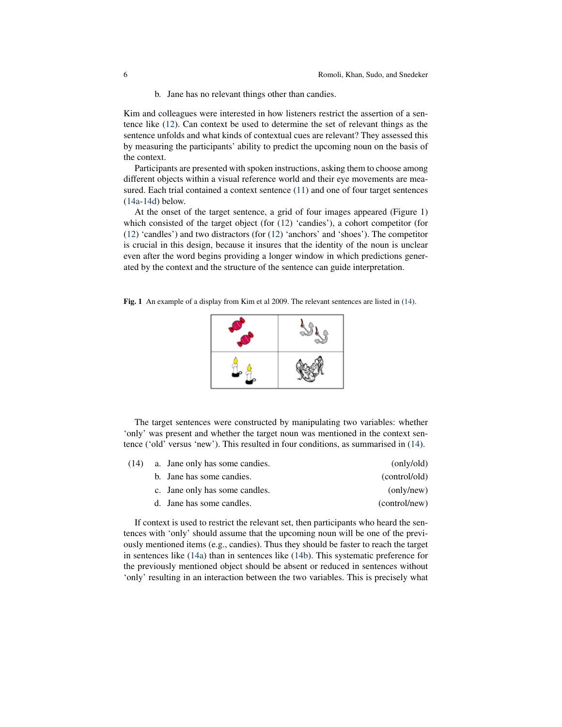b. Jane has no relevant things other than candies.

Kim and colleagues were interested in how listeners restrict the assertion of a sentence like (12). Can context be used to determine the set of relevant things as the sentence unfolds and what kinds of contextual cues are relevant? They assessed this by measuring the participants' ability to predict the upcoming noun on the basis of the context.

Participants are presented with spoken instructions, asking them to choose among different objects within a visual reference world and their eye movements are measured. Each trial contained a context sentence (11) and one of four target sentences (14a-14d) below.

At the onset of the target sentence, a grid of four images appeared (Figure 1) which consisted of the target object (for (12) 'candies'), a cohort competitor (for (12) 'candles') and two distractors (for (12) 'anchors' and 'shoes'). The competitor is crucial in this design, because it insures that the identity of the noun is unclear even after the word begins providing a longer window in which predictions generated by the context and the structure of the sentence can guide interpretation.

**Fig. 1** An example of a display from Kim et al 2009. The relevant sentences are listed in (14).

The target sentences were constructed by manipulating two variables: whether 'only' was present and whether the target noun was mentioned in the context sentence ('old' versus 'new'). This resulted in four conditions, as summarised in (14).

(14)
a. Jane only has some candies. (only/old)
b. Jane has some candies. (control/old)
c. Jane only has some candles. (only/new)
d. Jane has some candles. (control/new)

If context is used to restrict the relevant set, then participants who heard the sentences with 'only' should assume that the upcoming noun will be one of the previously mentioned items (e.g., candies). Thus they should be faster to reach the target in sentences like (14a) than in sentences like (14b). This systematic preference for the previously mentioned object should be absent or reduced in sentences without 'only' resulting in an interaction between the two variables. This is precisely what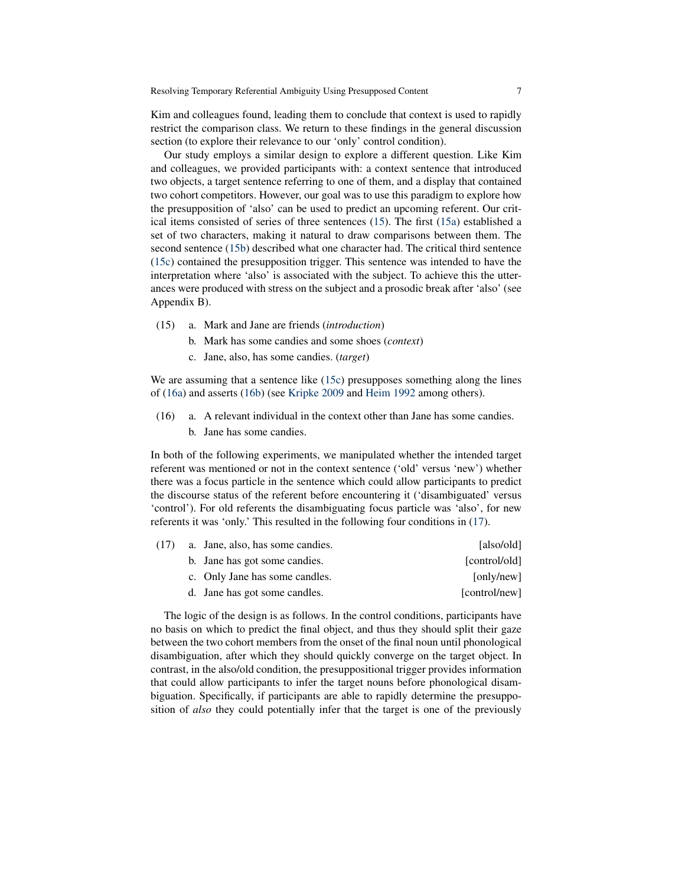Kim and colleagues found, leading them to conclude that context is used to rapidly restrict the comparison class. We return to these findings in the general discussion section (to explore their relevance to our 'only' control condition).

Our study employs a similar design to explore a different question. Like Kim and colleagues, we provided participants with: a context sentence that introduced two objects, a target sentence referring to one of them, and a display that contained two cohort competitors. However, our goal was to use this paradigm to explore how the presupposition of 'also' can be used to predict an upcoming referent. Our critical items consisted of series of three sentences (15). The first (15a) established a set of two characters, making it natural to draw comparisons between them. The second sentence (15b) described what one character had. The critical third sentence (15c) contained the presupposition trigger. This sentence was intended to have the interpretation where 'also' is associated with the subject. To achieve this the utterances were produced with stress on the subject and a prosodic break after 'also' (see Appendix B).

(15) a. Mark and Jane are friends (*introduction*)  
b. Mark has some candies and some shoes (*context*)  
c. Jane, also, has some candies. (*target*)

We are assuming that a sentence like (15c) presupposes something along the lines of (16a) and asserts (16b) (see Kripke 2009 and Heim 1992 among others).

(16) a. A relevant individual in the context other than Jane has some candies.  
b. Jane has some candies.

In both of the following experiments, we manipulated whether the intended target referent was mentioned or not in the context sentence ('old' versus 'new') whether there was a focus particle in the sentence which could allow participants to predict the discourse status of the referent before encountering it ('disambiguated' versus 'control'). For old referents the disambiguating focus particle was 'also', for new referents it was 'only.' This resulted in the following four conditions in (17).

(17) a. Jane, also, has some candies. [also/old]  
b. Jane has got some candies. [control/old]  
c. Only Jane has some candles. [only/new]  
d. Jane has got some candles. [control/new]

The logic of the design is as follows. In the control conditions, participants have no basis on which to predict the final object, and thus they should split their gaze between the two cohort members from the onset of the final noun until phonological disambiguation, after which they should quickly converge on the target object. In contrast, in the also/old condition, the presuppositional trigger provides information that could allow participants to infer the target nouns before phonological disambiguation. Specifically, if participants are able to rapidly determine the presupposition of *also* they could potentially infer that the target is one of the previously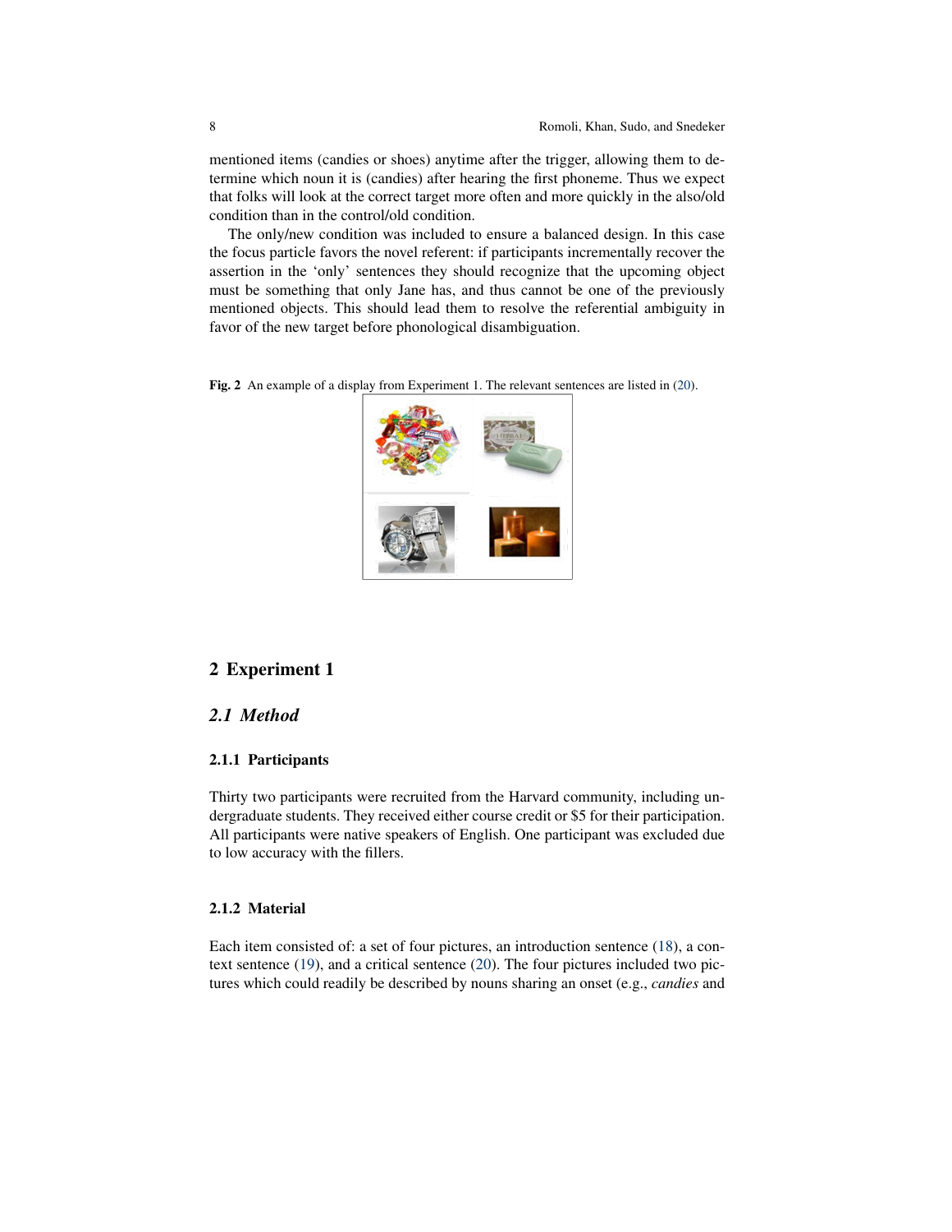mentioned items (candies or shoes) anytime after the trigger, allowing them to determine which noun it is (candies) after hearing the first phoneme. Thus we expect that folks will look at the correct target more often and more quickly in the also/old condition than in the control/old condition.

The only/new condition was included to ensure a balanced design. In this case the focus particle favors the novel referent: if participants incrementally recover the assertion in the 'only' sentences they should recognize that the upcoming object must be something that only Jane has, and thus cannot be one of the previously mentioned objects. This should lead them to resolve the referential ambiguity in favor of the new target before phonological disambiguation.

**Fig. 2** An example of a display from Experiment 1. The relevant sentences are listed in (20).

## 2 Experiment 1

### *2.1 Method*

#### 2.1.1 Participants

Thirty two participants were recruited from the Harvard community, including undergraduate students. They received either course credit or $5 for their participation. All participants were native speakers of English. One participant was excluded due to low accuracy with the fillers.

#### 2.1.2 Material

Each item consisted of: a set of four pictures, an introduction sentence (18), a context sentence (19), and a critical sentence (20). The four pictures included two pictures which could readily be described by nouns sharing an onset (e.g., *candies* and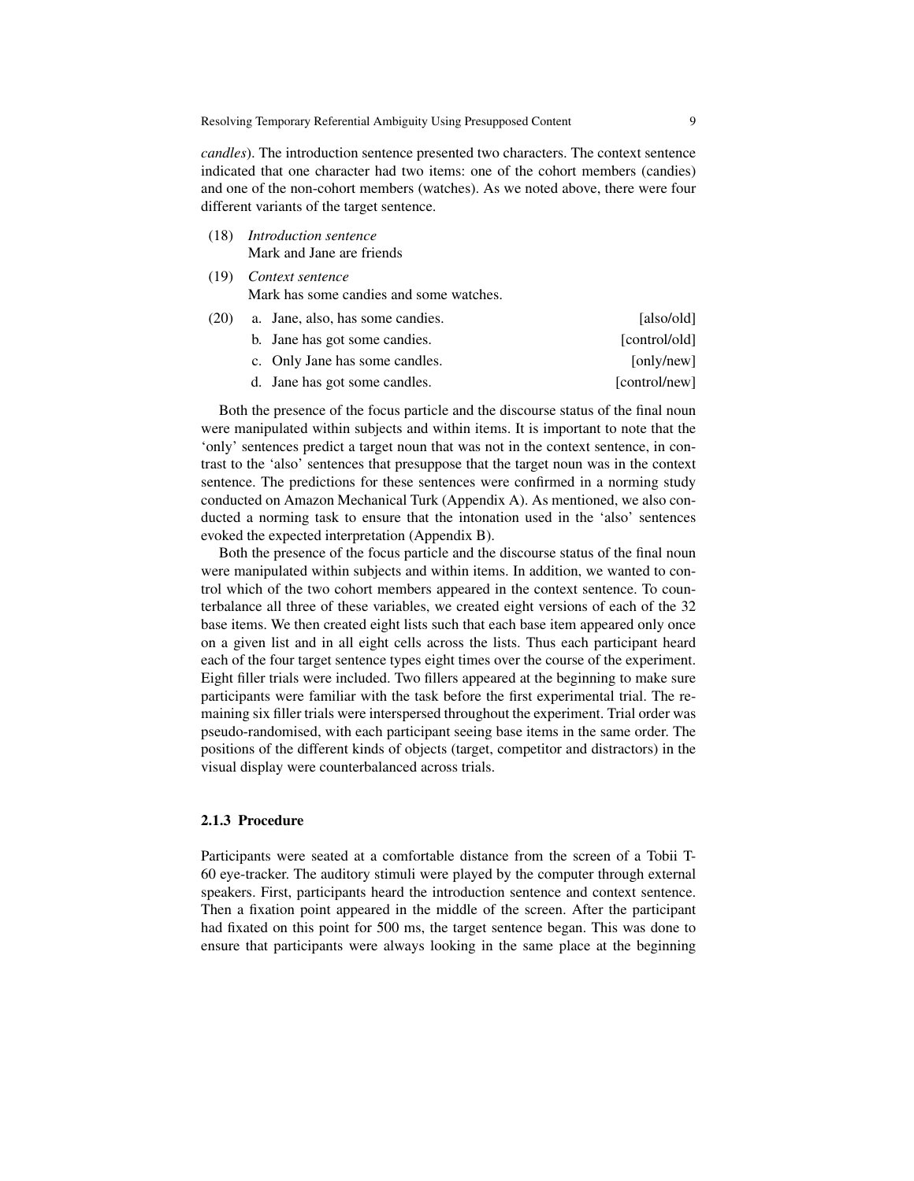*candles*). The introduction sentence presented two characters. The context sentence indicated that one character had two items: one of the cohort members (candies) and one of the non-cohort members (watches). As we noted above, there were four different variants of the target sentence.

(18) *Introduction sentence*
Mark and Jane are friends

(19) *Context sentence*
Mark has some candies and some watches.

(20)
a. Jane, also, has some candies. [also/old]
b. Jane has got some candies. [control/old]
c. Only Jane has some candles. [only/new]
d. Jane has got some candles. [control/new]

Both the presence of the focus particle and the discourse status of the final noun were manipulated within subjects and within items. It is important to note that the 'only' sentences predict a target noun that was not in the context sentence, in contrast to the 'also' sentences that presuppose that the target noun was in the context sentence. The predictions for these sentences were confirmed in a norming study conducted on Amazon Mechanical Turk (Appendix A). As mentioned, we also conducted a norming task to ensure that the intonation used in the 'also' sentences evoked the expected interpretation (Appendix B).

Both the presence of the focus particle and the discourse status of the final noun were manipulated within subjects and within items. In addition, we wanted to control which of the two cohort members appeared in the context sentence. To counterbalance all three of these variables, we created eight versions of each of the 32 base items. We then created eight lists such that each base item appeared only once on a given list and in all eight cells across the lists. Thus each participant heard each of the four target sentence types eight times over the course of the experiment. Eight filler trials were included. Two fillers appeared at the beginning to make sure participants were familiar with the task before the first experimental trial. The remaining six filler trials were interspersed throughout the experiment. Trial order was pseudo-randomised, with each participant seeing base items in the same order. The positions of the different kinds of objects (target, competitor and distractors) in the visual display were counterbalanced across trials.

### 2.1.3 Procedure

Participants were seated at a comfortable distance from the screen of a Tobii T-60 eye-tracker. The auditory stimuli were played by the computer through external speakers. First, participants heard the introduction sentence and context sentence. Then a fixation point appeared in the middle of the screen. After the participant had fixated on this point for 500 ms, the target sentence began. This was done to ensure that participants were always looking in the same place at the beginning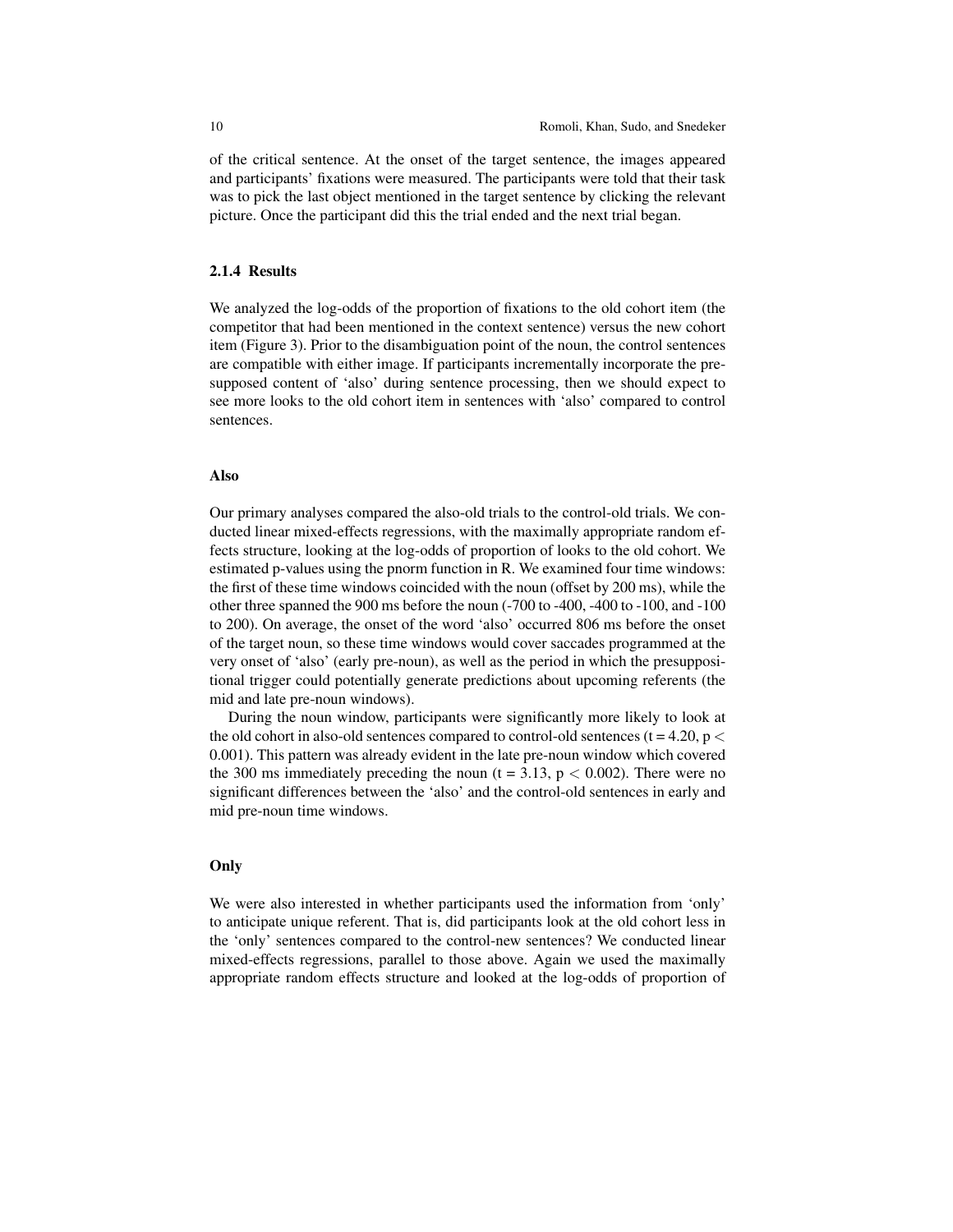of the critical sentence. At the onset of the target sentence, the images appeared and participants' fixations were measured. The participants were told that their task was to pick the last object mentioned in the target sentence by clicking the relevant picture. Once the participant did this the trial ended and the next trial began.

### 2.1.4 Results

We analyzed the log-odds of the proportion of fixations to the old cohort item (the competitor that had been mentioned in the context sentence) versus the new cohort item (Figure 3). Prior to the disambiguation point of the noun, the control sentences are compatible with either image. If participants incrementally incorporate the presupposed content of 'also' during sentence processing, then we should expect to see more looks to the old cohort item in sentences with 'also' compared to control sentences.

#### Also

Our primary analyses compared the also-old trials to the control-old trials. We conducted linear mixed-effects regressions, with the maximally appropriate random effects structure, looking at the log-odds of proportion of looks to the old cohort. We estimated p-values using the pnorm function in R. We examined four time windows: the first of these time windows coincided with the noun (offset by 200 ms), while the other three spanned the 900 ms before the noun (-700 to -400, -400 to -100, and -100 to 200). On average, the onset of the word 'also' occurred 806 ms before the onset of the target noun, so these time windows would cover saccades programmed at the very onset of 'also' (early pre-noun), as well as the period in which the presuppositional trigger could potentially generate predictions about upcoming referents (the mid and late pre-noun windows).

During the noun window, participants were significantly more likely to look at the old cohort in also-old sentences compared to control-old sentences ($t = 4.20$, $p < 0.001$). This pattern was already evident in the late pre-noun window which covered the 300 ms immediately preceding the noun ($t = 3.13$, $p < 0.002$). There were no significant differences between the 'also' and the control-old sentences in early and mid pre-noun time windows.

#### Only

We were also interested in whether participants used the information from 'only' to anticipate unique referent. That is, did participants look at the old cohort less in the 'only' sentences compared to the control-new sentences? We conducted linear mixed-effects regressions, parallel to those above. Again we used the maximally appropriate random effects structure and looked at the log-odds of proportion of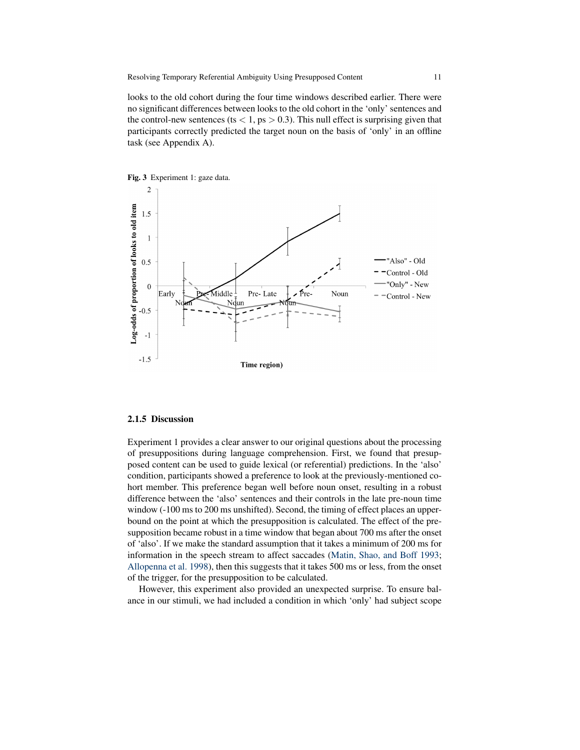looks to the old cohort during the four time windows described earlier. There were no significant differences between looks to the old cohort in the 'only' sentences and the control-new sentences (ts $< 1$, ps $> 0.3$). This null effect is surprising given that participants correctly predicted the target noun on the basis of 'only' in an offline task (see Appendix A).

**Fig. 3** Experiment 1: gaze data.

### 2.1.5 Discussion

Experiment 1 provides a clear answer to our original questions about the processing of presuppositions during language comprehension. First, we found that presupposed content can be used to guide lexical (or referential) predictions. In the 'also' condition, participants showed a preference to look at the previously-mentioned cohort member. This preference began well before noun onset, resulting in a robust difference between the 'also' sentences and their controls in the late pre-noun time window (-100 ms to 200 ms unshifted). Second, the timing of effect places an upper-bound on the point at which the presupposition is calculated. The effect of the presupposition became robust in a time window that began about 700 ms after the onset of 'also'. If we make the standard assumption that it takes a minimum of 200 ms for information in the speech stream to affect saccades (Matin, Shao, and Boff 1993; Allopenna et al. 1998), then this suggests that it takes 500 ms or less, from the onset of the trigger, for the presupposition to be calculated.

However, this experiment also provided an unexpected surprise. To ensure balance in our stimuli, we had included a condition in which 'only' had subject scope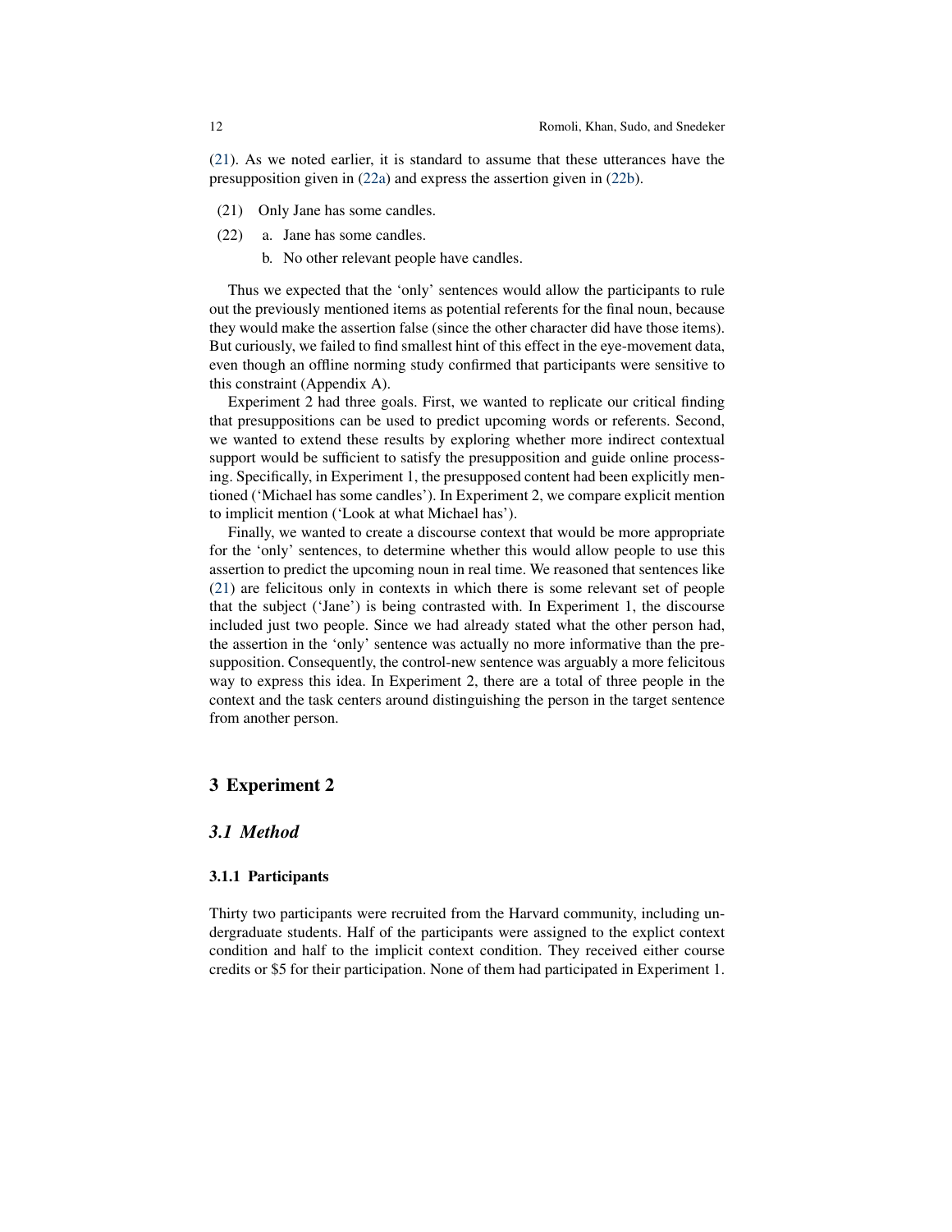(21). As we noted earlier, it is standard to assume that these utterances have the presupposition given in (22a) and express the assertion given in (22b).

(21) Only Jane has some candles.

(22) a. Jane has some candles.
     b. No other relevant people have candles.

Thus we expected that the 'only' sentences would allow the participants to rule out the previously mentioned items as potential referents for the final noun, because they would make the assertion false (since the other character did have those items). But curiously, we failed to find smallest hint of this effect in the eye-movement data, even though an offline norming study confirmed that participants were sensitive to this constraint (Appendix A).

Experiment 2 had three goals. First, we wanted to replicate our critical finding that presuppositions can be used to predict upcoming words or referents. Second, we wanted to extend these results by exploring whether more indirect contextual support would be sufficient to satisfy the presupposition and guide online processing. Specifically, in Experiment 1, the presupposed content had been explicitly mentioned ('Michael has some candles'). In Experiment 2, we compare explicit mention to implicit mention ('Look at what Michael has').

Finally, we wanted to create a discourse context that would be more appropriate for the 'only' sentences, to determine whether this would allow people to use this assertion to predict the upcoming noun in real time. We reasoned that sentences like (21) are felicitous only in contexts in which there is some relevant set of people that the subject ('Jane') is being contrasted with. In Experiment 1, the discourse included just two people. Since we had already stated what the other person had, the assertion in the 'only' sentence was actually no more informative than the presupposition. Consequently, the control-new sentence was arguably a more felicitous way to express this idea. In Experiment 2, there are a total of three people in the context and the task centers around distinguishing the person in the target sentence from another person.

# 3 Experiment 2

## 3.1 Method

### 3.1.1 Participants

Thirty two participants were recruited from the Harvard community, including undergraduate students. Half of the participants were assigned to the explict context condition and half to the implicit context condition. They received either course credits or $5 for their participation. None of them had participated in Experiment 1.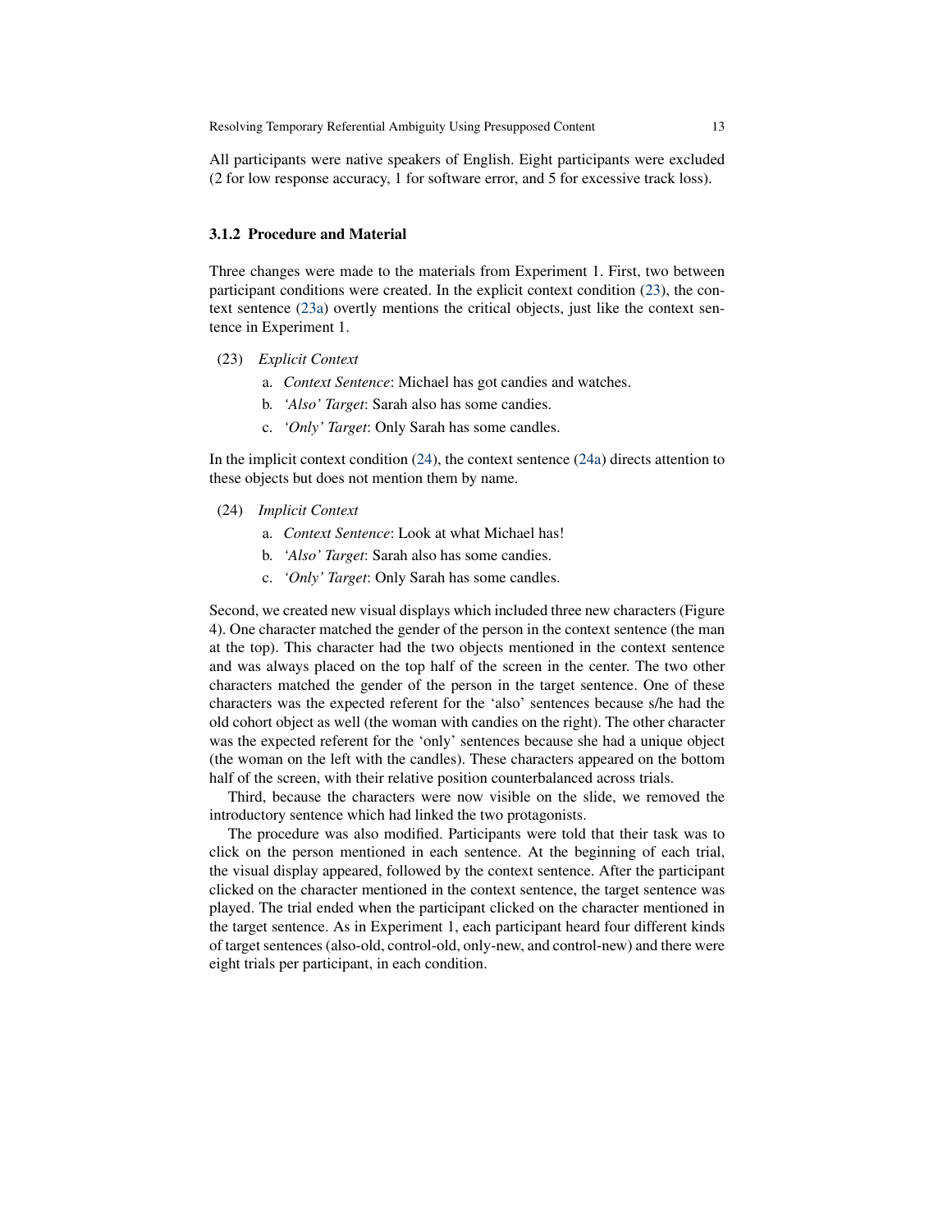All participants were native speakers of English. Eight participants were excluded (2 for low response accuracy, 1 for software error, and 5 for excessive track loss).

### 3.1.2 Procedure and Material

Three changes were made to the materials from Experiment 1. First, two between participant conditions were created. In the explicit context condition (23), the context sentence (23a) overtly mentions the critical objects, just like the context sentence in Experiment 1.

(23) *Explicit Context*

  a. *Context Sentence*: Michael has got candies and watches.

  b. *'Also' Target*: Sarah also has some candies.

  c. *'Only' Target*: Only Sarah has some candles.

In the implicit context condition (24), the context sentence (24a) directs attention to these objects but does not mention them by name.

(24) *Implicit Context*

  a. *Context Sentence*: Look at what Michael has!

  b. *'Also' Target*: Sarah also has some candies.

  c. *'Only' Target*: Only Sarah has some candles.

Second, we created new visual displays which included three new characters (Figure 4). One character matched the gender of the person in the context sentence (the man at the top). This character had the two objects mentioned in the context sentence and was always placed on the top half of the screen in the center. The two other characters matched the gender of the person in the target sentence. One of these characters was the expected referent for the 'also' sentences because s/he had the old cohort object as well (the woman with candies on the right). The other character was the expected referent for the 'only' sentences because she had a unique object (the woman on the left with the candles). These characters appeared on the bottom half of the screen, with their relative position counterbalanced across trials.

Third, because the characters were now visible on the slide, we removed the introductory sentence which had linked the two protagonists.

The procedure was also modified. Participants were told that their task was to click on the person mentioned in each sentence. At the beginning of each trial, the visual display appeared, followed by the context sentence. After the participant clicked on the character mentioned in the context sentence, the target sentence was played. The trial ended when the participant clicked on the character mentioned in the target sentence. As in Experiment 1, each participant heard four different kinds of target sentences (also-old, control-old, only-new, and control-new) and there were eight trials per participant, in each condition.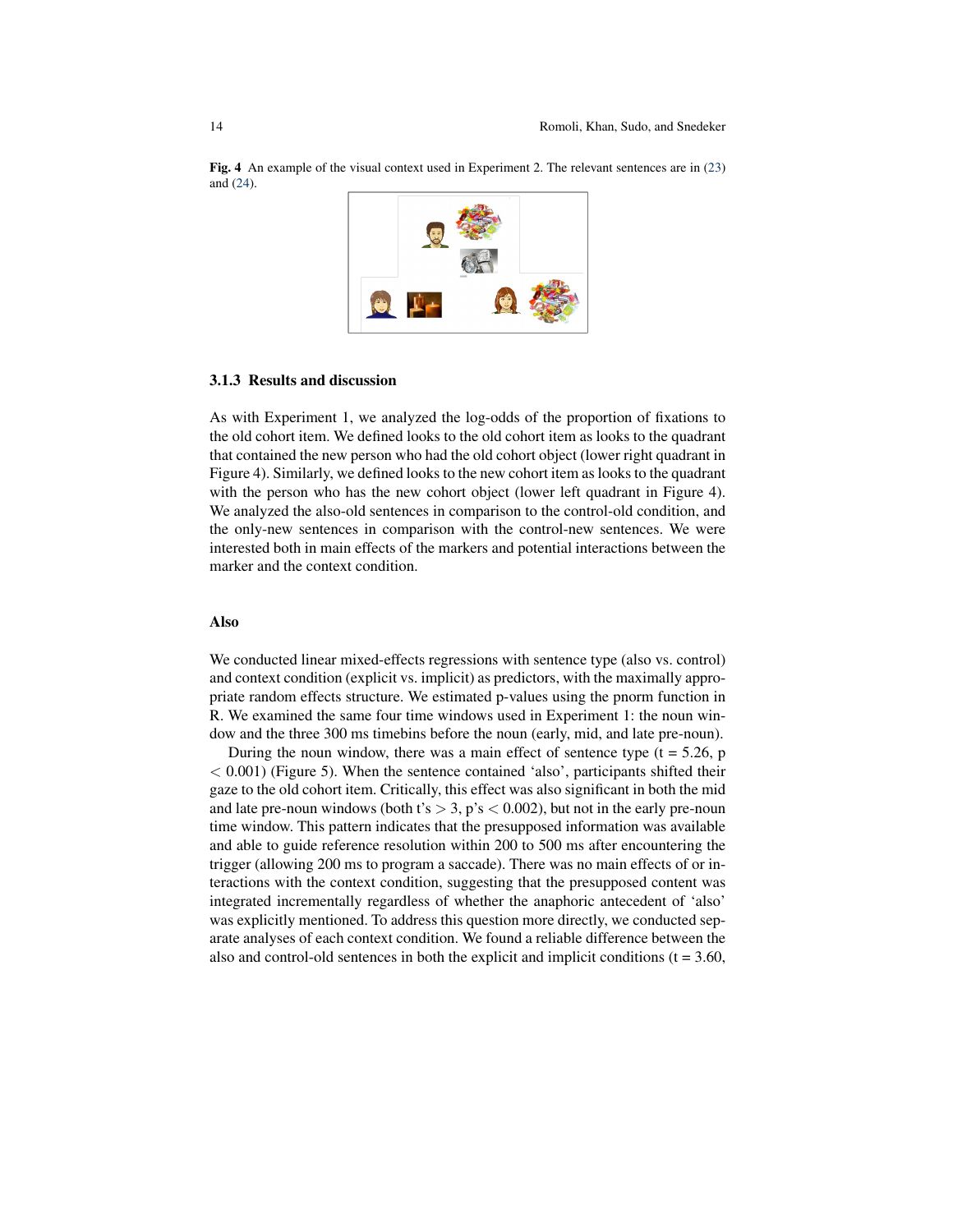**Fig. 4** An example of the visual context used in Experiment 2. The relevant sentences are in (23) and (24).

#### 3.1.3 Results and discussion

As with Experiment 1, we analyzed the log-odds of the proportion of fixations to the old cohort item. We defined looks to the old cohort item as looks to the quadrant that contained the new person who had the old cohort object (lower right quadrant in Figure 4). Similarly, we defined looks to the new cohort item as looks to the quadrant with the person who has the new cohort object (lower left quadrant in Figure 4). We analyzed the also-old sentences in comparison to the control-old condition, and the only-new sentences in comparison with the control-new sentences. We were interested both in main effects of the markers and potential interactions between the marker and the context condition.

**Also**

We conducted linear mixed-effects regressions with sentence type (also vs. control) and context condition (explicit vs. implicit) as predictors, with the maximally appropriate random effects structure. We estimated p-values using the pnorm function in R. We examined the same four time windows used in Experiment 1: the noun window and the three 300 ms timebins before the noun (early, mid, and late pre-noun).

During the noun window, there was a main effect of sentence type ($t = 5.26$, $p < 0.001$) (Figure 5). When the sentence contained 'also', participants shifted their gaze to the old cohort item. Critically, this effect was also significant in both the mid and late pre-noun windows (both t's $> 3$, p's $< 0.002$), but not in the early pre-noun time window. This pattern indicates that the presupposed information was available and able to guide reference resolution within 200 to 500 ms after encountering the trigger (allowing 200 ms to program a saccade). There was no main effects of or interactions with the context condition, suggesting that the presupposed content was integrated incrementally regardless of whether the anaphoric antecedent of 'also' was explicitly mentioned. To address this question more directly, we conducted separate analyses of each context condition. We found a reliable difference between the also and control-old sentences in both the explicit and implicit conditions ($t = 3.60$,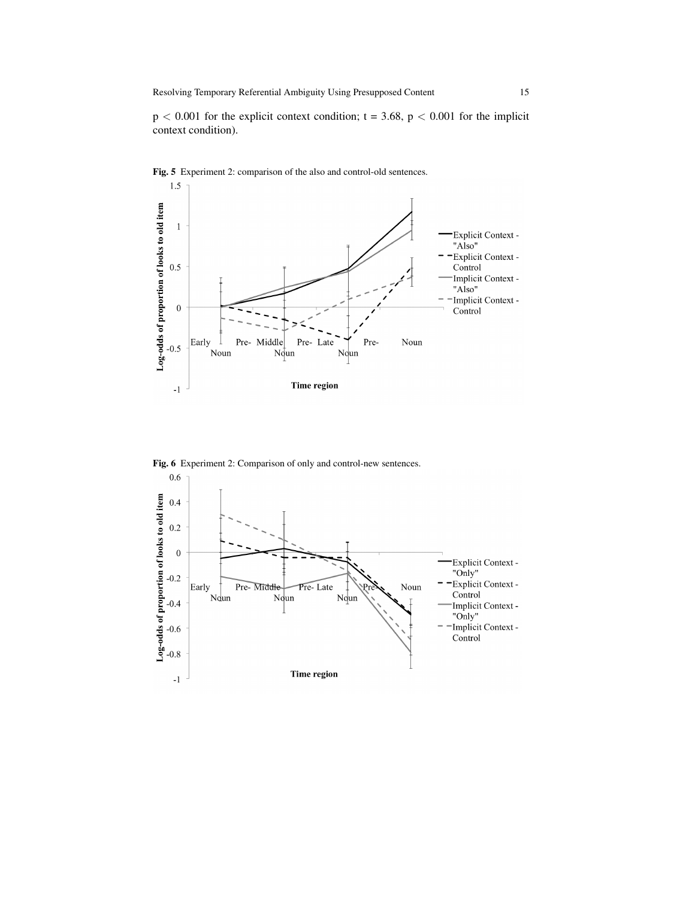$p < 0.001$ for the explicit context condition; $t = 3.68$, $p < 0.001$ for the implicit context condition).

**Fig. 5** Experiment 2: comparison of the also and control-old sentences.

**Fig. 6** Experiment 2: Comparison of only and control-new sentences.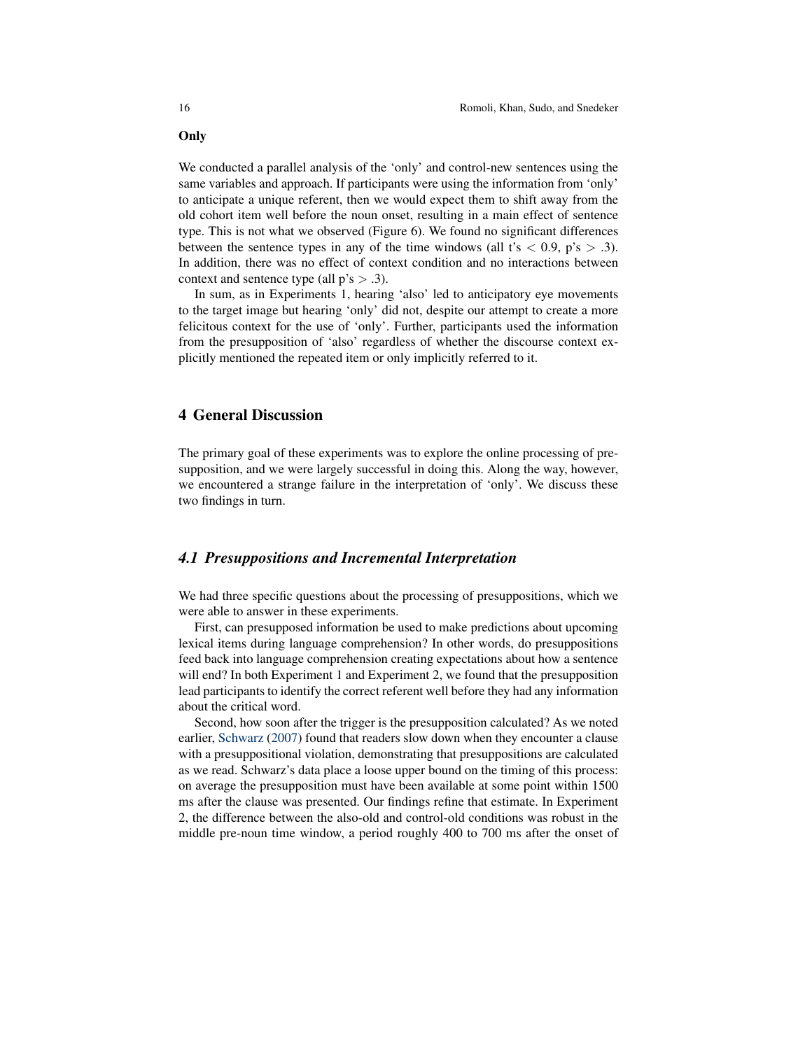**Only**

We conducted a parallel analysis of the 'only' and control-new sentences using the same variables and approach. If participants were using the information from 'only' to anticipate a unique referent, then we would expect them to shift away from the old cohort item well before the noun onset, resulting in a main effect of sentence type. This is not what we observed (Figure 6). We found no significant differences between the sentence types in any of the time windows (all t's $< 0.9$, p's $> .3$). In addition, there was no effect of context condition and no interactions between context and sentence type (all p's $> .3$).

In sum, as in Experiments 1, hearing 'also' led to anticipatory eye movements to the target image but hearing 'only' did not, despite our attempt to create a more felicitous context for the use of 'only'. Further, participants used the information from the presupposition of 'also' regardless of whether the discourse context explicitly mentioned the repeated item or only implicitly referred to it.

## 4 General Discussion

The primary goal of these experiments was to explore the online processing of presupposition, and we were largely successful in doing this. Along the way, however, we encountered a strange failure in the interpretation of 'only'. We discuss these two findings in turn.

### *4.1 Presuppositions and Incremental Interpretation*

We had three specific questions about the processing of presuppositions, which we were able to answer in these experiments.

First, can presupposed information be used to make predictions about upcoming lexical items during language comprehension? In other words, do presuppositions feed back into language comprehension creating expectations about how a sentence will end? In both Experiment 1 and Experiment 2, we found that the presupposition lead participants to identify the correct referent well before they had any information about the critical word.

Second, how soon after the trigger is the presupposition calculated? As we noted earlier, Schwarz (2007) found that readers slow down when they encounter a clause with a presuppositional violation, demonstrating that presuppositions are calculated as we read. Schwarz's data place a loose upper bound on the timing of this process: on average the presupposition must have been available at some point within 1500 ms after the clause was presented. Our findings refine that estimate. In Experiment 2, the difference between the also-old and control-old conditions was robust in the middle pre-noun time window, a period roughly 400 to 700 ms after the onset of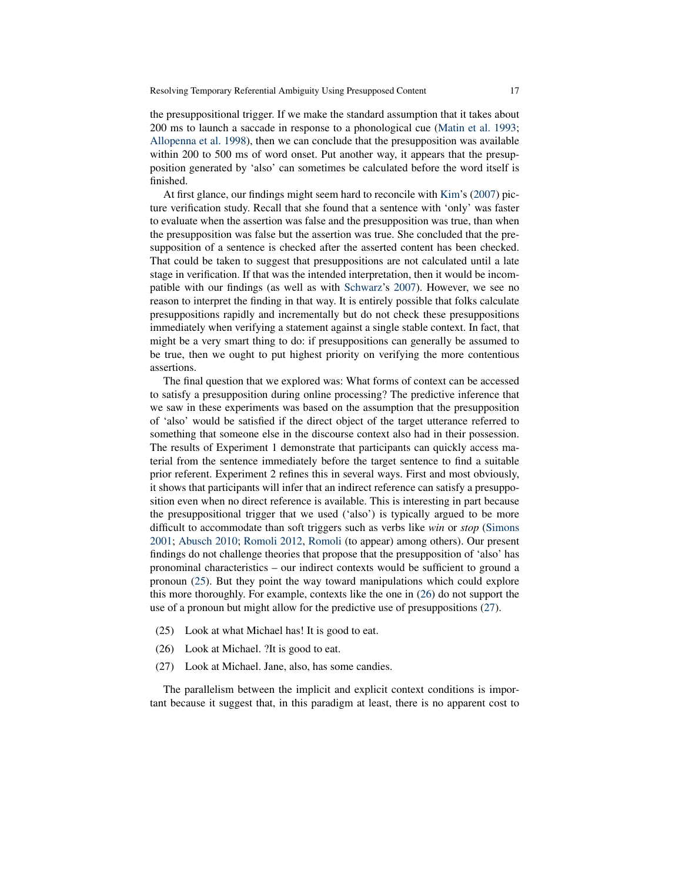the presuppositional trigger. If we make the standard assumption that it takes about 200 ms to launch a saccade in response to a phonological cue (Matin et al. 1993; Allopenna et al. 1998), then we can conclude that the presupposition was available within 200 to 500 ms of word onset. Put another way, it appears that the presupposition generated by 'also' can sometimes be calculated before the word itself is finished.

At first glance, our findings might seem hard to reconcile with Kim's (2007) picture verification study. Recall that she found that a sentence with 'only' was faster to evaluate when the assertion was false and the presupposition was true, than when the presupposition was false but the assertion was true. She concluded that the presupposition of a sentence is checked after the asserted content has been checked. That could be taken to suggest that presuppositions are not calculated until a late stage in verification. If that was the intended interpretation, then it would be incompatible with our findings (as well as with Schwarz's 2007). However, we see no reason to interpret the finding in that way. It is entirely possible that folks calculate presuppositions rapidly and incrementally but do not check these presuppositions immediately when verifying a statement against a single stable context. In fact, that might be a very smart thing to do: if presuppositions can generally be assumed to be true, then we ought to put highest priority on verifying the more contentious assertions.

The final question that we explored was: What forms of context can be accessed to satisfy a presupposition during online processing? The predictive inference that we saw in these experiments was based on the assumption that the presupposition of 'also' would be satisfied if the direct object of the target utterance referred to something that someone else in the discourse context also had in their possession. The results of Experiment 1 demonstrate that participants can quickly access material from the sentence immediately before the target sentence to find a suitable prior referent. Experiment 2 refines this in several ways. First and most obviously, it shows that participants will infer that an indirect reference can satisfy a presupposition even when no direct reference is available. This is interesting in part because the presuppositional trigger that we used ('also') is typically argued to be more difficult to accommodate than soft triggers such as verbs like *win* or *stop* (Simons 2001; Abusch 2010; Romoli 2012, Romoli (to appear) among others). Our present findings do not challenge theories that propose that the presupposition of 'also' has pronominal characteristics – our indirect contexts would be sufficient to ground a pronoun (25). But they point the way toward manipulations which could explore this more thoroughly. For example, contexts like the one in (26) do not support the use of a pronoun but might allow for the predictive use of presuppositions (27).

(25) Look at what Michael has! It is good to eat.

(26) Look at Michael. ?It is good to eat.

(27) Look at Michael. Jane, also, has some candies.

The parallelism between the implicit and explicit context conditions is important because it suggest that, in this paradigm at least, there is no apparent cost to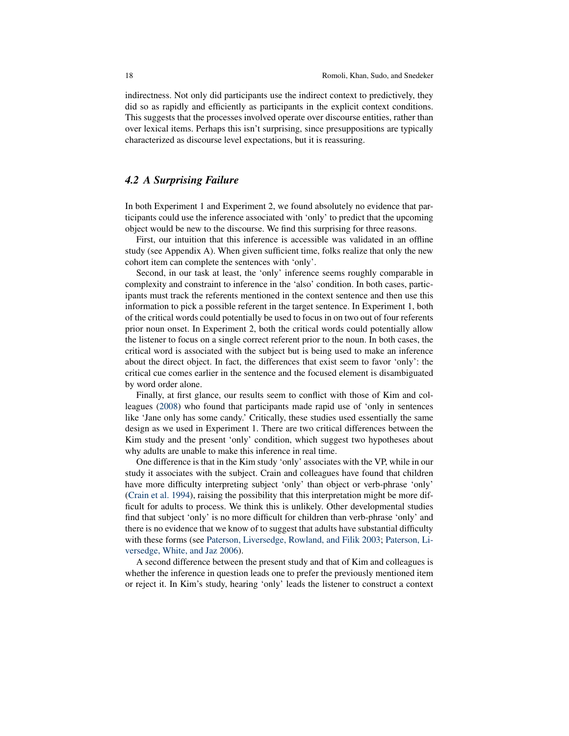indirectness. Not only did participants use the indirect context to predictively, they did so as rapidly and efficiently as participants in the explicit context conditions. This suggests that the processes involved operate over discourse entities, rather than over lexical items. Perhaps this isn't surprising, since presuppositions are typically characterized as discourse level expectations, but it is reassuring.

### *4.2 A Surprising Failure*

In both Experiment 1 and Experiment 2, we found absolutely no evidence that participants could use the inference associated with 'only' to predict that the upcoming object would be new to the discourse. We find this surprising for three reasons.

First, our intuition that this inference is accessible was validated in an offline study (see Appendix A). When given sufficient time, folks realize that only the new cohort item can complete the sentences with 'only'.

Second, in our task at least, the 'only' inference seems roughly comparable in complexity and constraint to inference in the 'also' condition. In both cases, participants must track the referents mentioned in the context sentence and then use this information to pick a possible referent in the target sentence. In Experiment 1, both of the critical words could potentially be used to focus in on two out of four referents prior noun onset. In Experiment 2, both the critical words could potentially allow the listener to focus on a single correct referent prior to the noun. In both cases, the critical word is associated with the subject but is being used to make an inference about the direct object. In fact, the differences that exist seem to favor 'only': the critical cue comes earlier in the sentence and the focused element is disambiguated by word order alone.

Finally, at first glance, our results seem to conflict with those of Kim and colleagues (2008) who found that participants made rapid use of 'only in sentences like 'Jane only has some candy.' Critically, these studies used essentially the same design as we used in Experiment 1. There are two critical differences between the Kim study and the present 'only' condition, which suggest two hypotheses about why adults are unable to make this inference in real time.

One difference is that in the Kim study 'only' associates with the VP, while in our study it associates with the subject. Crain and colleagues have found that children have more difficulty interpreting subject 'only' than object or verb-phrase 'only' (Crain et al. 1994), raising the possibility that this interpretation might be more difficult for adults to process. We think this is unlikely. Other developmental studies find that subject 'only' is no more difficult for children than verb-phrase 'only' and there is no evidence that we know of to suggest that adults have substantial difficulty with these forms (see Paterson, Liversedge, Rowland, and Filik 2003; Paterson, Liversedge, White, and Jaz 2006).

A second difference between the present study and that of Kim and colleagues is whether the inference in question leads one to prefer the previously mentioned item or reject it. In Kim's study, hearing 'only' leads the listener to construct a context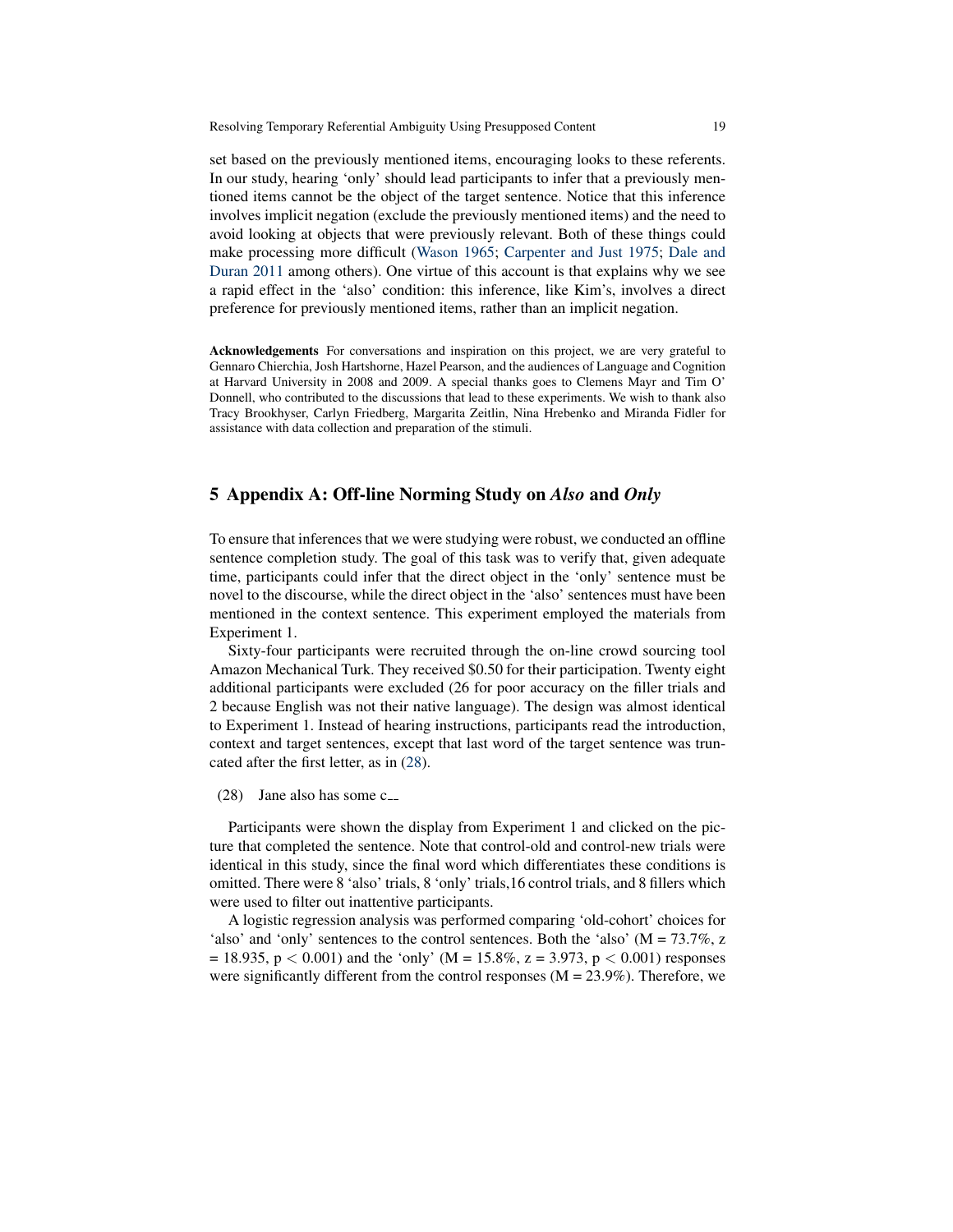set based on the previously mentioned items, encouraging looks to these referents. In our study, hearing 'only' should lead participants to infer that a previously mentioned items cannot be the object of the target sentence. Notice that this inference involves implicit negation (exclude the previously mentioned items) and the need to avoid looking at objects that were previously relevant. Both of these things could make processing more difficult (Wason 1965; Carpenter and Just 1975; Dale and Duran 2011 among others). One virtue of this account is that explains why we see a rapid effect in the 'also' condition: this inference, like Kim's, involves a direct preference for previously mentioned items, rather than an implicit negation.

**Acknowledgements** For conversations and inspiration on this project, we are very grateful to Gennaro Chierchia, Josh Hartshorne, Hazel Pearson, and the audiences of Language and Cognition at Harvard University in 2008 and 2009. A special thanks goes to Clemens Mayr and Tim O' Donnell, who contributed to the discussions that lead to these experiments. We wish to thank also Tracy Brookhyser, Carlyn Friedberg, Margarita Zeitlin, Nina Hrebenko and Miranda Fidler for assistance with data collection and preparation of the stimuli.

## 5 Appendix A: Off-line Norming Study on *Also* and *Only*

To ensure that inferences that we were studying were robust, we conducted an offline sentence completion study. The goal of this task was to verify that, given adequate time, participants could infer that the direct object in the 'only' sentence must be novel to the discourse, while the direct object in the 'also' sentences must have been mentioned in the context sentence. This experiment employed the materials from Experiment 1.

Sixty-four participants were recruited through the on-line crowd sourcing tool Amazon Mechanical Turk. They received $0.50 for their participation. Twenty eight additional participants were excluded (26 for poor accuracy on the filler trials and 2 because English was not their native language). The design was almost identical to Experiment 1. Instead of hearing instructions, participants read the introduction, context and target sentences, except that last word of the target sentence was truncated after the first letter, as in (28).

(28) Jane also has some c__

Participants were shown the display from Experiment 1 and clicked on the picture that completed the sentence. Note that control-old and control-new trials were identical in this study, since the final word which differentiates these conditions is omitted. There were 8 'also' trials, 8 'only' trials,16 control trials, and 8 fillers which were used to filter out inattentive participants.

A logistic regression analysis was performed comparing 'old-cohort' choices for 'also' and 'only' sentences to the control sentences. Both the 'also' (M = 73.7%, $z = 18.935$, $p < 0.001$) and the 'only' (M = 15.8%, $z = 3.973$, $p < 0.001$) responses were significantly different from the control responses (M = 23.9%). Therefore, we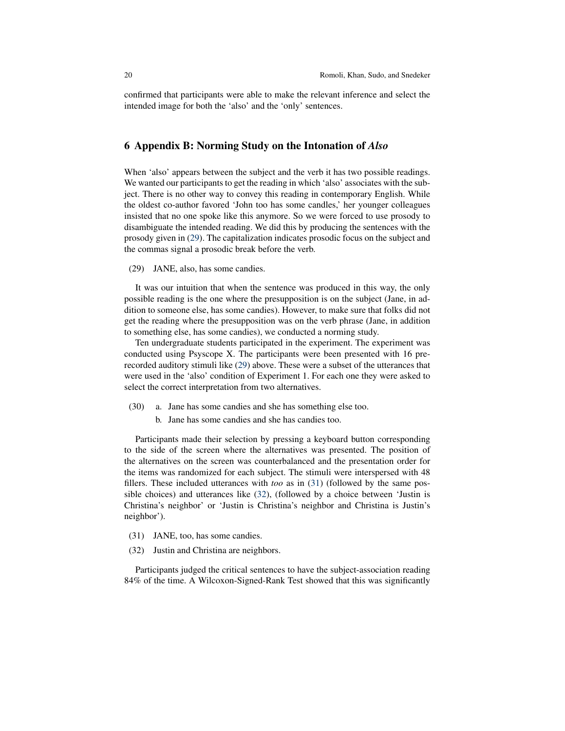confirmed that participants were able to make the relevant inference and select the intended image for both the 'also' and the 'only' sentences.

## 6 Appendix B: Norming Study on the Intonation of *Also*

When 'also' appears between the subject and the verb it has two possible readings. We wanted our participants to get the reading in which 'also' associates with the subject. There is no other way to convey this reading in contemporary English. While the oldest co-author favored 'John too has some candles,' her younger colleagues insisted that no one spoke like this anymore. So we were forced to use prosody to disambiguate the intended reading. We did this by producing the sentences with the prosody given in (29). The capitalization indicates prosodic focus on the subject and the commas signal a prosodic break before the verb.

(29) JANE, also, has some candies.

It was our intuition that when the sentence was produced in this way, the only possible reading is the one where the presupposition is on the subject (Jane, in addition to someone else, has some candies). However, to make sure that folks did not get the reading where the presupposition was on the verb phrase (Jane, in addition to something else, has some candies), we conducted a norming study.

Ten undergraduate students participated in the experiment. The experiment was conducted using Psyscope X. The participants were been presented with 16 prerecorded auditory stimuli like (29) above. These were a subset of the utterances that were used in the 'also' condition of Experiment 1. For each one they were asked to select the correct interpretation from two alternatives.

(30) a. Jane has some candies and she has something else too.
   b. Jane has some candies and she has candies too.

Participants made their selection by pressing a keyboard button corresponding to the side of the screen where the alternatives was presented. The position of the alternatives on the screen was counterbalanced and the presentation order for the items was randomized for each subject. The stimuli were interspersed with 48 fillers. These included utterances with *too* as in (31) (followed by the same possible choices) and utterances like (32), (followed by a choice between 'Justin is Christina's neighbor' or 'Justin is Christina's neighbor and Christina is Justin's neighbor').

(31) JANE, too, has some candies.

(32) Justin and Christina are neighbors.

Participants judged the critical sentences to have the subject-association reading 84% of the time. A Wilcoxon-Signed-Rank Test showed that this was significantly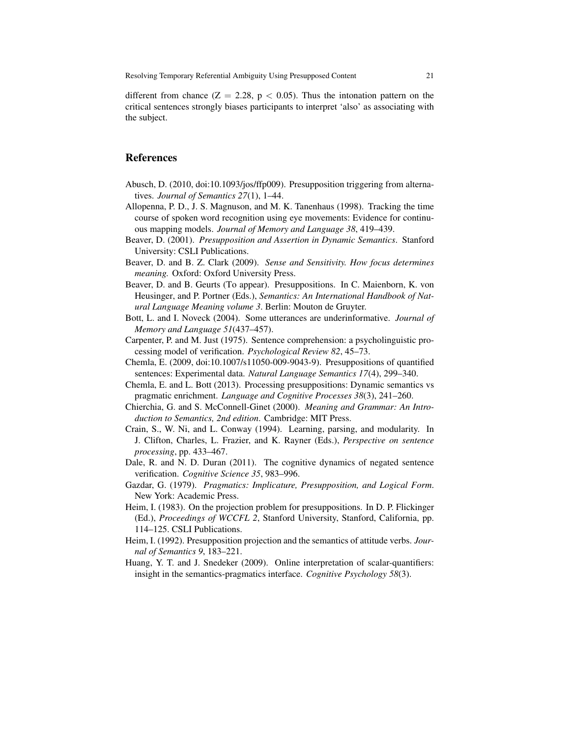different from chance ($Z = 2.28$, $p < 0.05$). Thus the intonation pattern on the critical sentences strongly biases participants to interpret 'also' as associating with the subject.

## References

Abusch, D. (2010, doi:10.1093/jos/ffp009). Presupposition triggering from alternatives. *Journal of Semantics 27*(1), 1–44.

Allopenna, P. D., J. S. Magnuson, and M. K. Tanenhaus (1998). Tracking the time course of spoken word recognition using eye movements: Evidence for continuous mapping models. *Journal of Memory and Language 38*, 419–439.

Beaver, D. (2001). *Presupposition and Assertion in Dynamic Semantics*. Stanford University: CSLI Publications.

Beaver, D. and B. Z. Clark (2009). *Sense and Sensitivity. How focus determines meaning.* Oxford: Oxford University Press.

Beaver, D. and B. Geurts (To appear). Presuppositions. In C. Maienborn, K. von Heusinger, and P. Portner (Eds.), *Semantics: An International Handbook of Natural Language Meaning volume 3*. Berlin: Mouton de Gruyter.

Bott, L. and I. Noveck (2004). Some utterances are underinformative. *Journal of Memory and Language 51*(437–457).

Carpenter, P. and M. Just (1975). Sentence comprehension: a psycholinguistic processing model of verification. *Psychological Review 82*, 45–73.

Chemla, E. (2009, doi:10.1007/s11050-009-9043-9). Presuppositions of quantified sentences: Experimental data. *Natural Language Semantics 17*(4), 299–340.

Chemla, E. and L. Bott (2013). Processing presuppositions: Dynamic semantics vs pragmatic enrichment. *Language and Cognitive Processes 38*(3), 241–260.

Chierchia, G. and S. McConnell-Ginet (2000). *Meaning and Grammar: An Introduction to Semantics, 2nd edition*. Cambridge: MIT Press.

Crain, S., W. Ni, and L. Conway (1994). Learning, parsing, and modularity. In J. Clifton, Charles, L. Frazier, and K. Rayner (Eds.), *Perspective on sentence processing*, pp. 433–467.

Dale, R. and N. D. Duran (2011). The cognitive dynamics of negated sentence verification. *Cognitive Science 35*, 983–996.

Gazdar, G. (1979). *Pragmatics: Implicature, Presupposition, and Logical Form*. New York: Academic Press.

Heim, I. (1983). On the projection problem for presuppositions. In D. P. Flickinger (Ed.), *Proceedings of WCCFL 2*, Stanford University, Stanford, California, pp. 114–125. CSLI Publications.

Heim, I. (1992). Presupposition projection and the semantics of attitude verbs. *Journal of Semantics 9*, 183–221.

Huang, Y. T. and J. Snedeker (2009). Online interpretation of scalar-quantifiers: insight in the semantics-pragmatics interface. *Cognitive Psychology 58*(3).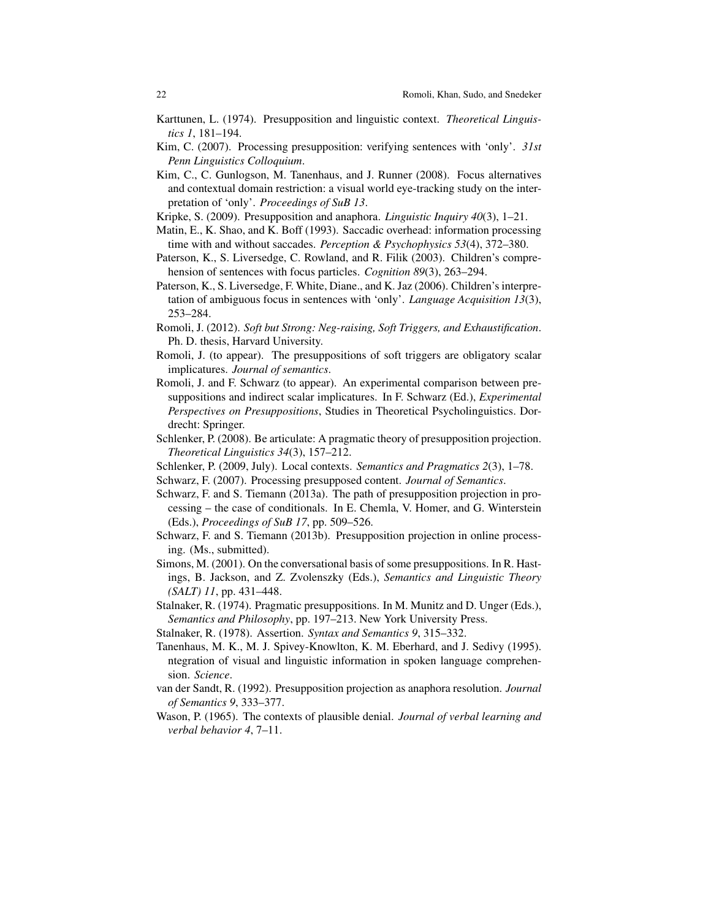Karttunen, L. (1974). Presupposition and linguistic context. *Theoretical Linguistics 1*, 181–194.

Kim, C. (2007). Processing presupposition: verifying sentences with 'only'. *31st Penn Linguistics Colloquium*.

Kim, C., C. Gunlogson, M. Tanenhaus, and J. Runner (2008). Focus alternatives and contextual domain restriction: a visual world eye-tracking study on the interpretation of 'only'. *Proceedings of SuB 13*.

Kripke, S. (2009). Presupposition and anaphora. *Linguistic Inquiry 40*(3), 1–21.

Matin, E., K. Shao, and K. Boff (1993). Saccadic overhead: information processing time with and without saccades. *Perception & Psychophysics 53*(4), 372–380.

Paterson, K., S. Liversedge, C. Rowland, and R. Filik (2003). Children's comprehension of sentences with focus particles. *Cognition 89*(3), 263–294.

Paterson, K., S. Liversedge, F. White, Diane., and K. Jaz (2006). Children's interpretation of ambiguous focus in sentences with 'only'. *Language Acquisition 13*(3), 253–284.

Romoli, J. (2012). *Soft but Strong: Neg-raising, Soft Triggers, and Exhaustification*. Ph. D. thesis, Harvard University.

Romoli, J. (to appear). The presuppositions of soft triggers are obligatory scalar implicatures. *Journal of semantics*.

Romoli, J. and F. Schwarz (to appear). An experimental comparison between presuppositions and indirect scalar implicatures. In F. Schwarz (Ed.), *Experimental Perspectives on Presuppositions*, Studies in Theoretical Psycholinguistics. Dordrecht: Springer.

Schlenker, P. (2008). Be articulate: A pragmatic theory of presupposition projection. *Theoretical Linguistics 34*(3), 157–212.

Schlenker, P. (2009, July). Local contexts. *Semantics and Pragmatics 2*(3), 1–78.

Schwarz, F. (2007). Processing presupposed content. *Journal of Semantics*.

Schwarz, F. and S. Tiemann (2013a). The path of presupposition projection in processing – the case of conditionals. In E. Chemla, V. Homer, and G. Winterstein (Eds.), *Proceedings of SuB 17*, pp. 509–526.

Schwarz, F. and S. Tiemann (2013b). Presupposition projection in online processing. (Ms., submitted).

Simons, M. (2001). On the conversational basis of some presuppositions. In R. Hastings, B. Jackson, and Z. Zvolenszky (Eds.), *Semantics and Linguistic Theory (SALT) 11*, pp. 431–448.

Stalnaker, R. (1974). Pragmatic presuppositions. In M. Munitz and D. Unger (Eds.), *Semantics and Philosophy*, pp. 197–213. New York University Press.

Stalnaker, R. (1978). Assertion. *Syntax and Semantics 9*, 315–332.

Tanenhaus, M. K., M. J. Spivey-Knowlton, K. M. Eberhard, and J. Sedivy (1995). ntegration of visual and linguistic information in spoken language comprehension. *Science*.

van der Sandt, R. (1992). Presupposition projection as anaphora resolution. *Journal of Semantics 9*, 333–377.

Wason, P. (1965). The contexts of plausible denial. *Journal of verbal learning and verbal behavior 4*, 7–11.